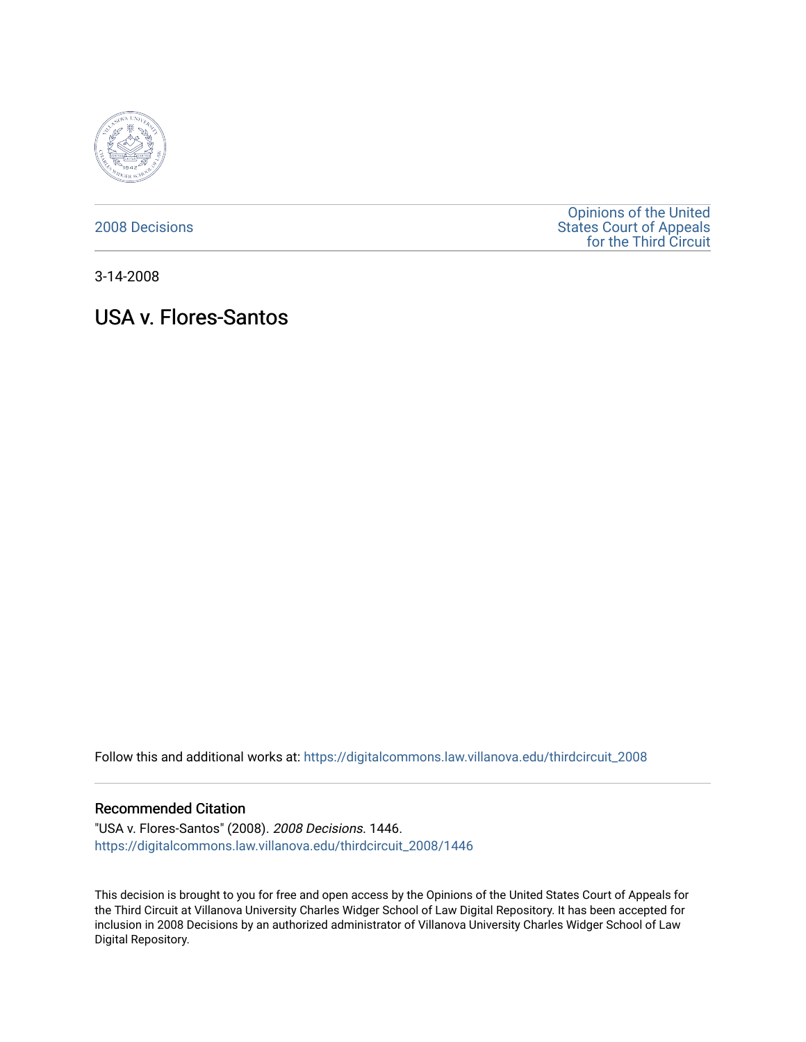2008 Decisions

Opinions of the United States Court of Appeals for the Third Circuit

3-14-2008

# USA v. Flores-Santos

Follow this and additional works at: https://digitalcommons.law.villanova.edu/thirdcircuit_2008

## Recommended Citation

"USA v. Flores-Santos" (2008). *2008 Decisions*. 1446.
https://digitalcommons.law.villanova.edu/thirdcircuit_2008/1446

This decision is brought to you for free and open access by the Opinions of the United States Court of Appeals for the Third Circuit at Villanova University Charles Widger School of Law Digital Repository. It has been accepted for inclusion in 2008 Decisions by an authorized administrator of Villanova University Charles Widger School of Law Digital Repository.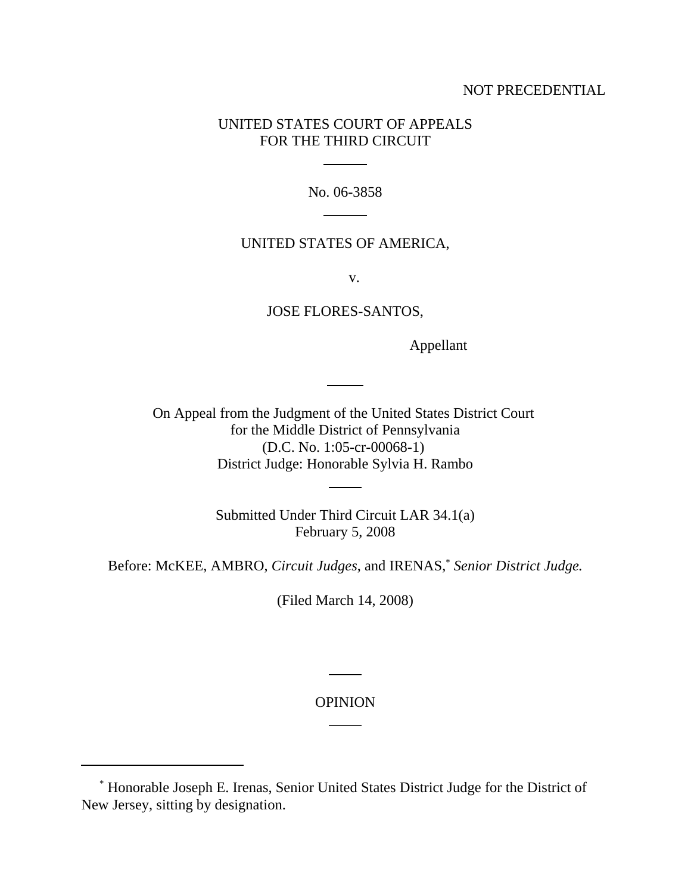NOT PRECEDENTIAL

UNITED STATES COURT OF APPEALS
FOR THE THIRD CIRCUIT

---

No. 06-3858

---

UNITED STATES OF AMERICA,

v.

JOSE FLORES-SANTOS,

Appellant

---

On Appeal from the Judgment of the United States District Court
for the Middle District of Pennsylvania
(D.C. No. 1:05-cr-00068-1)
District Judge: Honorable Sylvia H. Rambo

---

Submitted Under Third Circuit LAR 34.1(a)
February 5, 2008

Before: McKEE, AMBRO, *Circuit Judges*, and IRENAS,[*] *Senior District Judge.*

(Filed March 14, 2008)

---

OPINION

---

[*] Honorable Joseph E. Irenas, Senior United States District Judge for the District of New Jersey, sitting by designation.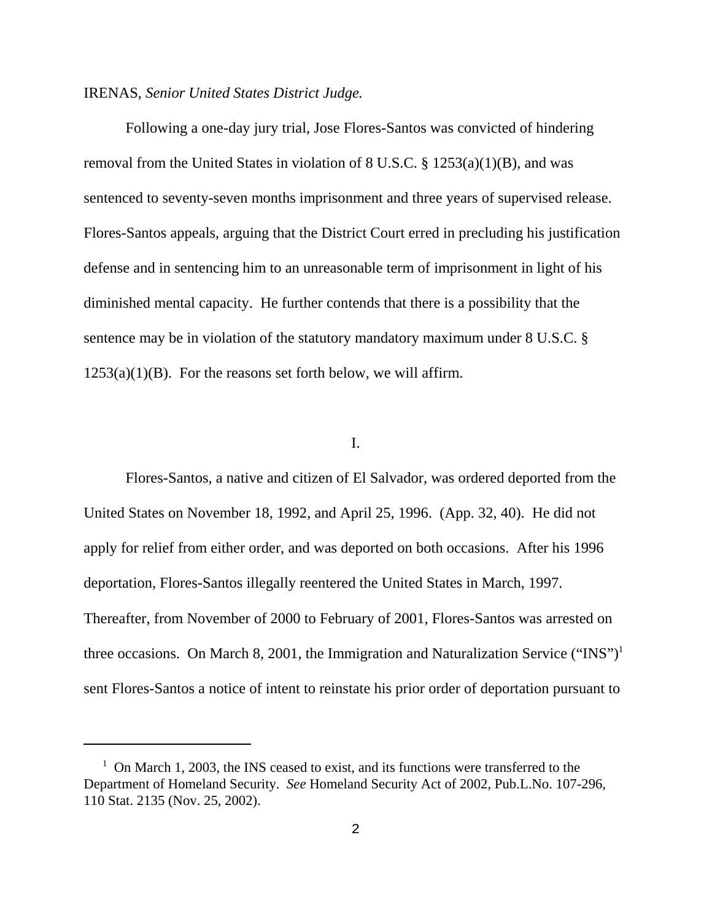IRENAS, *Senior United States District Judge.*

Following a one-day jury trial, Jose Flores-Santos was convicted of hindering removal from the United States in violation of 8 U.S.C. § 1253(a)(1)(B), and was sentenced to seventy-seven months imprisonment and three years of supervised release. Flores-Santos appeals, arguing that the District Court erred in precluding his justification defense and in sentencing him to an unreasonable term of imprisonment in light of his diminished mental capacity. He further contends that there is a possibility that the sentence may be in violation of the statutory mandatory maximum under 8 U.S.C. § 1253(a)(1)(B). For the reasons set forth below, we will affirm.

I.

Flores-Santos, a native and citizen of El Salvador, was ordered deported from the United States on November 18, 1992, and April 25, 1996. (App. 32, 40). He did not apply for relief from either order, and was deported on both occasions. After his 1996 deportation, Flores-Santos illegally reentered the United States in March, 1997. Thereafter, from November of 2000 to February of 2001, Flores-Santos was arrested on three occasions. On March 8, 2001, the Immigration and Naturalization Service ("INS")[1] sent Flores-Santos a notice of intent to reinstate his prior order of deportation pursuant to

---

[1] On March 1, 2003, the INS ceased to exist, and its functions were transferred to the Department of Homeland Security. *See* Homeland Security Act of 2002, Pub.L.No. 107-296, 110 Stat. 2135 (Nov. 25, 2002).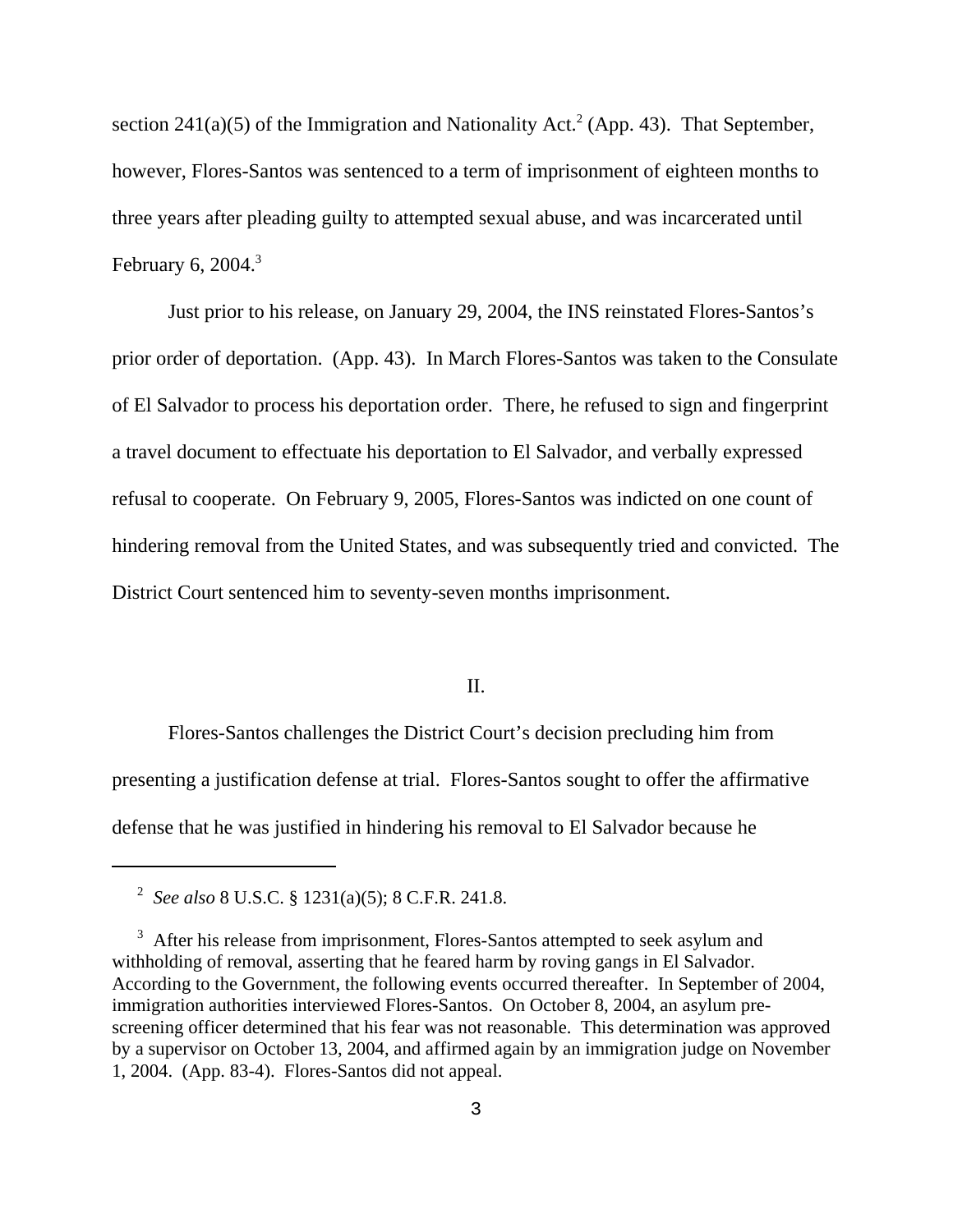section 241(a)(5) of the Immigration and Nationality Act.[2] (App. 43). That September, however, Flores-Santos was sentenced to a term of imprisonment of eighteen months to three years after pleading guilty to attempted sexual abuse, and was incarcerated until February 6, 2004.[3]

Just prior to his release, on January 29, 2004, the INS reinstated Flores-Santos's prior order of deportation. (App. 43). In March Flores-Santos was taken to the Consulate of El Salvador to process his deportation order. There, he refused to sign and fingerprint a travel document to effectuate his deportation to El Salvador, and verbally expressed refusal to cooperate. On February 9, 2005, Flores-Santos was indicted on one count of hindering removal from the United States, and was subsequently tried and convicted. The District Court sentenced him to seventy-seven months imprisonment.

## II.

Flores-Santos challenges the District Court's decision precluding him from presenting a justification defense at trial. Flores-Santos sought to offer the affirmative defense that he was justified in hindering his removal to El Salvador because he

---

[2] *See also* 8 U.S.C. § 1231(a)(5); 8 C.F.R. 241.8.

[3] After his release from imprisonment, Flores-Santos attempted to seek asylum and withholding of removal, asserting that he feared harm by roving gangs in El Salvador. According to the Government, the following events occurred thereafter. In September of 2004, immigration authorities interviewed Flores-Santos. On October 8, 2004, an asylum pre-screening officer determined that his fear was not reasonable. This determination was approved by a supervisor on October 13, 2004, and affirmed again by an immigration judge on November 1, 2004. (App. 83-4). Flores-Santos did not appeal.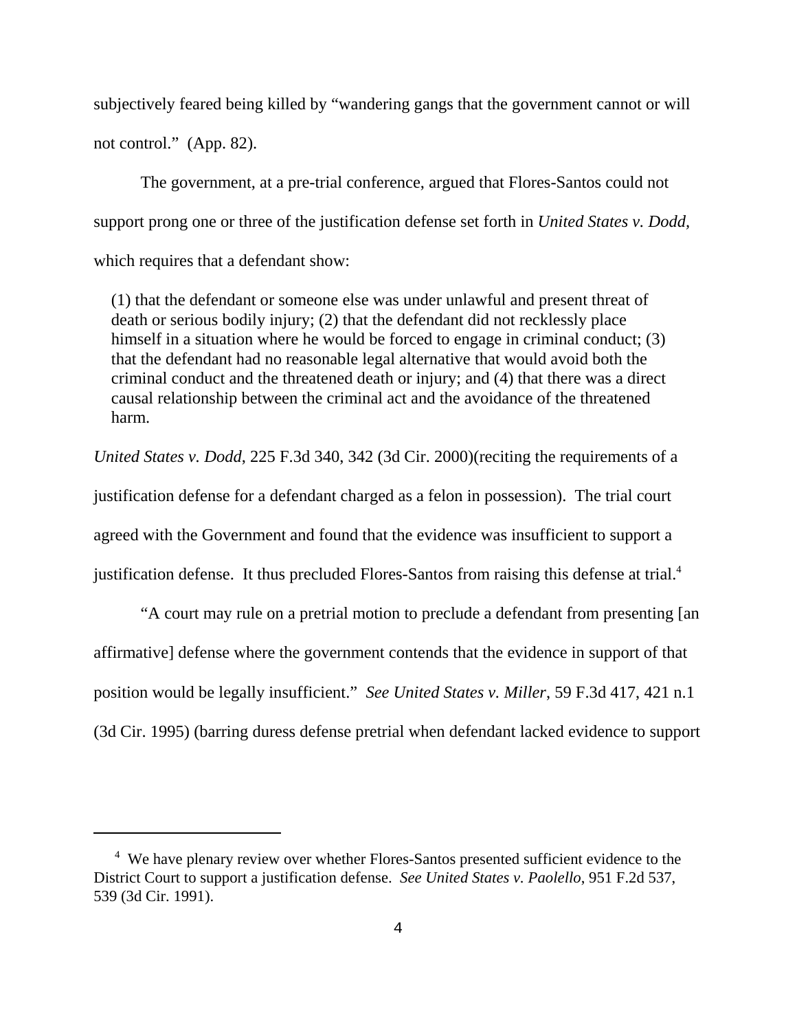subjectively feared being killed by "wandering gangs that the government cannot or will not control." (App. 82).

The government, at a pre-trial conference, argued that Flores-Santos could not support prong one or three of the justification defense set forth in *United States v. Dodd*, which requires that a defendant show:

> (1) that the defendant or someone else was under unlawful and present threat of death or serious bodily injury; (2) that the defendant did not recklessly place himself in a situation where he would be forced to engage in criminal conduct; (3) that the defendant had no reasonable legal alternative that would avoid both the criminal conduct and the threatened death or injury; and (4) that there was a direct causal relationship between the criminal act and the avoidance of the threatened harm.

*United States v. Dodd*, 225 F.3d 340, 342 (3d Cir. 2000)(reciting the requirements of a justification defense for a defendant charged as a felon in possession). The trial court agreed with the Government and found that the evidence was insufficient to support a justification defense. It thus precluded Flores-Santos from raising this defense at trial.[4]

"A court may rule on a pretrial motion to preclude a defendant from presenting [an affirmative] defense where the government contends that the evidence in support of that position would be legally insufficient." *See United States v. Miller*, 59 F.3d 417, 421 n.1 (3d Cir. 1995) (barring duress defense pretrial when defendant lacked evidence to support

---

[4] We have plenary review over whether Flores-Santos presented sufficient evidence to the District Court to support a justification defense. *See United States v. Paolello*, 951 F.2d 537, 539 (3d Cir. 1991).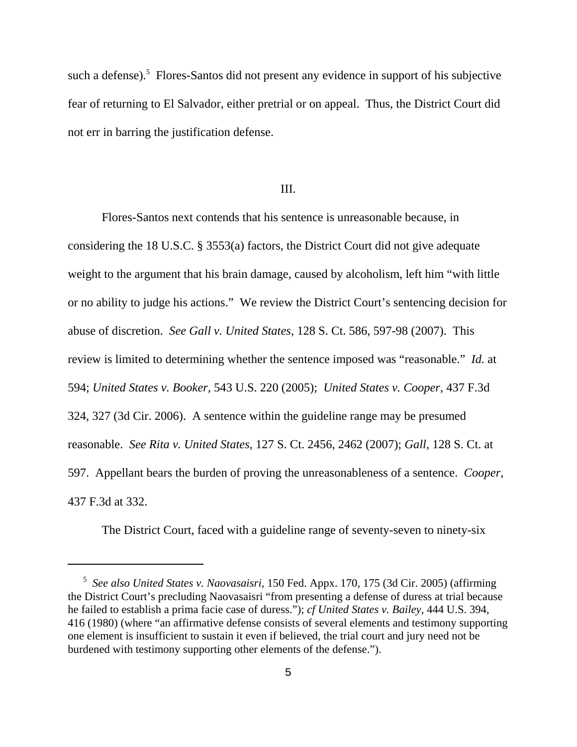such a defense).[5] Flores-Santos did not present any evidence in support of his subjective fear of returning to El Salvador, either pretrial or on appeal. Thus, the District Court did not err in barring the justification defense.

## III.

Flores-Santos next contends that his sentence is unreasonable because, in considering the 18 U.S.C. § 3553(a) factors, the District Court did not give adequate weight to the argument that his brain damage, caused by alcoholism, left him "with little or no ability to judge his actions." We review the District Court's sentencing decision for abuse of discretion. *See Gall v. United States*, 128 S. Ct. 586, 597-98 (2007). This review is limited to determining whether the sentence imposed was "reasonable." *Id.* at 594; *United States v. Booker*, 543 U.S. 220 (2005); *United States v. Cooper*, 437 F.3d 324, 327 (3d Cir. 2006). A sentence within the guideline range may be presumed reasonable. *See Rita v. United States*, 127 S. Ct. 2456, 2462 (2007); *Gall*, 128 S. Ct. at 597. Appellant bears the burden of proving the unreasonableness of a sentence. *Cooper*, 437 F.3d at 332.

The District Court, faced with a guideline range of seventy-seven to ninety-six

---

[5] *See also United States v. Naovasaisri*, 150 Fed. Appx. 170, 175 (3d Cir. 2005) (affirming the District Court's precluding Naovasaisri "from presenting a defense of duress at trial because he failed to establish a prima facie case of duress."); *cf United States v. Bailey*, 444 U.S. 394, 416 (1980) (where "an affirmative defense consists of several elements and testimony supporting one element is insufficient to sustain it even if believed, the trial court and jury need not be burdened with testimony supporting other elements of the defense.").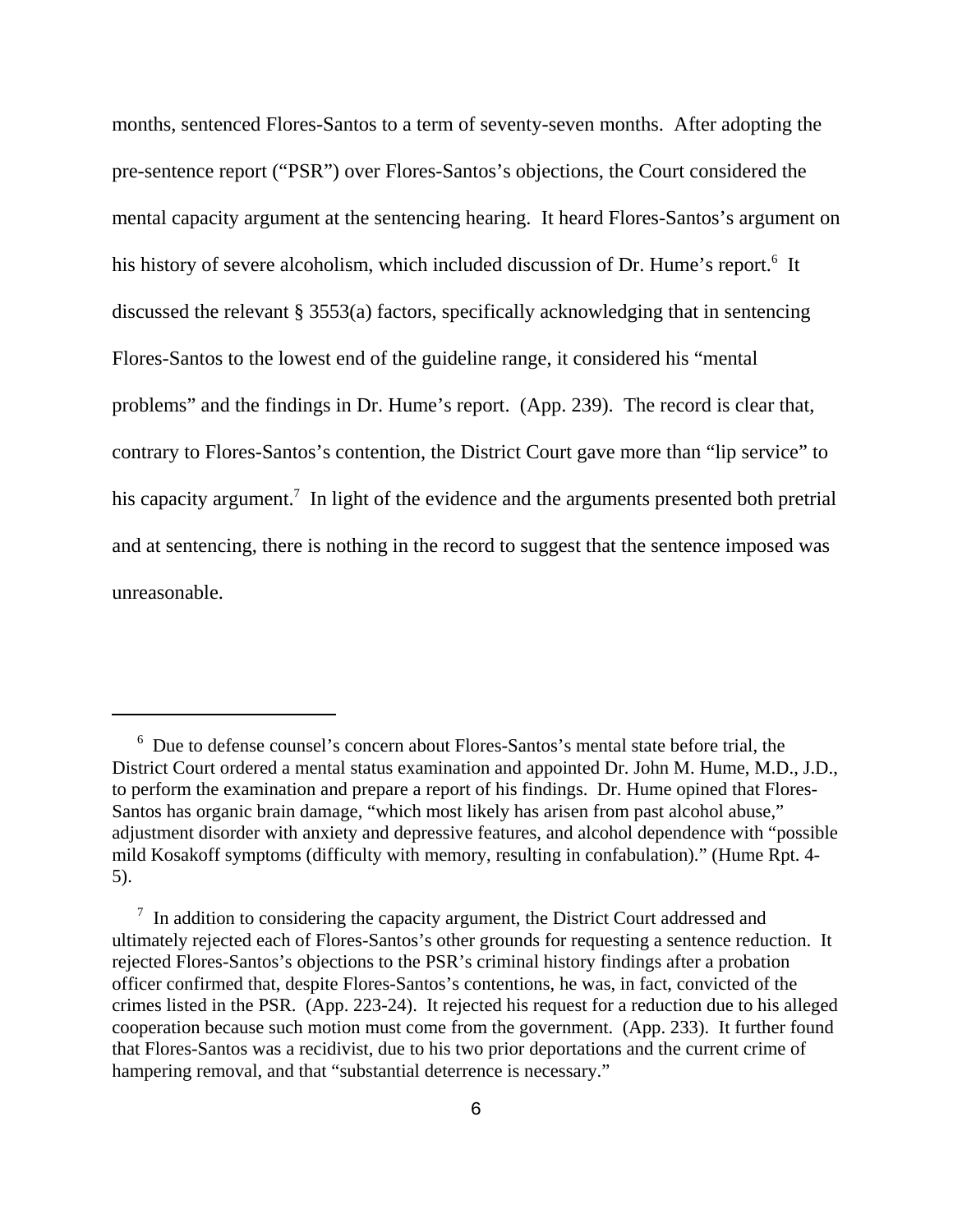months, sentenced Flores-Santos to a term of seventy-seven months. After adopting the pre-sentence report ("PSR") over Flores-Santos's objections, the Court considered the mental capacity argument at the sentencing hearing. It heard Flores-Santos's argument on his history of severe alcoholism, which included discussion of Dr. Hume's report.[6] It discussed the relevant § 3553(a) factors, specifically acknowledging that in sentencing Flores-Santos to the lowest end of the guideline range, it considered his "mental problems" and the findings in Dr. Hume's report. (App. 239). The record is clear that, contrary to Flores-Santos's contention, the District Court gave more than "lip service" to his capacity argument.[7] In light of the evidence and the arguments presented both pretrial and at sentencing, there is nothing in the record to suggest that the sentence imposed was unreasonable.

---

[6] Due to defense counsel's concern about Flores-Santos's mental state before trial, the District Court ordered a mental status examination and appointed Dr. John M. Hume, M.D., J.D., to perform the examination and prepare a report of his findings. Dr. Hume opined that Flores-Santos has organic brain damage, "which most likely has arisen from past alcohol abuse," adjustment disorder with anxiety and depressive features, and alcohol dependence with "possible mild Kosakoff symptoms (difficulty with memory, resulting in confabulation)." (Hume Rpt. 4-5).

[7] In addition to considering the capacity argument, the District Court addressed and ultimately rejected each of Flores-Santos's other grounds for requesting a sentence reduction. It rejected Flores-Santos's objections to the PSR's criminal history findings after a probation officer confirmed that, despite Flores-Santos's contentions, he was, in fact, convicted of the crimes listed in the PSR. (App. 223-24). It rejected his request for a reduction due to his alleged cooperation because such motion must come from the government. (App. 233). It further found that Flores-Santos was a recidivist, due to his two prior deportations and the current crime of hampering removal, and that "substantial deterrence is necessary."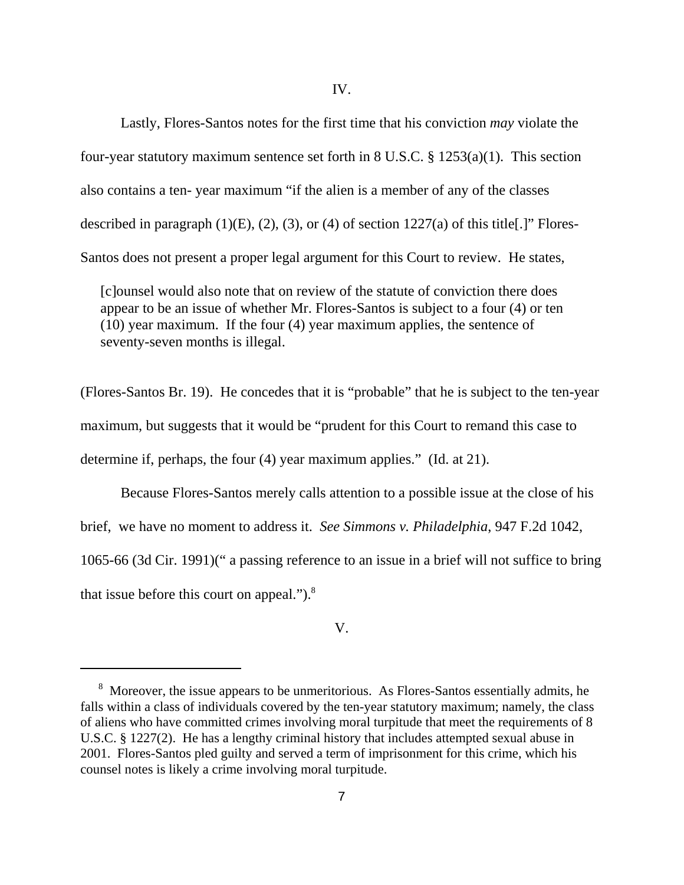IV.

Lastly, Flores-Santos notes for the first time that his conviction *may* violate the four-year statutory maximum sentence set forth in 8 U.S.C. § 1253(a)(1). This section also contains a ten- year maximum "if the alien is a member of any of the classes described in paragraph (1)(E), (2), (3), or (4) of section 1227(a) of this title[.]" Flores-Santos does not present a proper legal argument for this Court to review. He states,

> [c]ounsel would also note that on review of the statute of conviction there does appear to be an issue of whether Mr. Flores-Santos is subject to a four (4) or ten (10) year maximum. If the four (4) year maximum applies, the sentence of seventy-seven months is illegal.

(Flores-Santos Br. 19). He concedes that it is "probable" that he is subject to the ten-year maximum, but suggests that it would be "prudent for this Court to remand this case to determine if, perhaps, the four (4) year maximum applies." (Id. at 21).

Because Flores-Santos merely calls attention to a possible issue at the close of his brief, we have no moment to address it. *See Simmons v. Philadelphia*, 947 F.2d 1042, 1065-66 (3d Cir. 1991)(" a passing reference to an issue in a brief will not suffice to bring that issue before this court on appeal.").[8]

V.

---

[8] Moreover, the issue appears to be unmeritorious. As Flores-Santos essentially admits, he falls within a class of individuals covered by the ten-year statutory maximum; namely, the class of aliens who have committed crimes involving moral turpitude that meet the requirements of 8 U.S.C. § 1227(2). He has a lengthy criminal history that includes attempted sexual abuse in 2001. Flores-Santos pled guilty and served a term of imprisonment for this crime, which his counsel notes is likely a crime involving moral turpitude.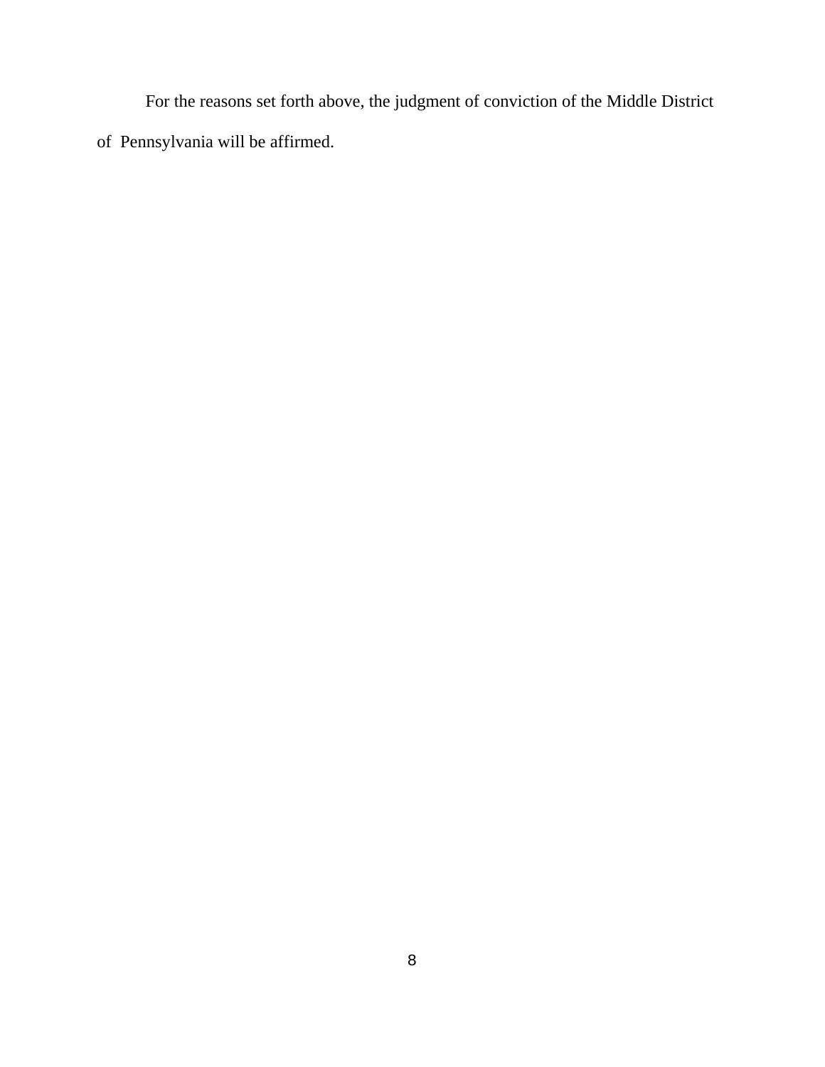For the reasons set forth above, the judgment of conviction of the Middle District of Pennsylvania will be affirmed.